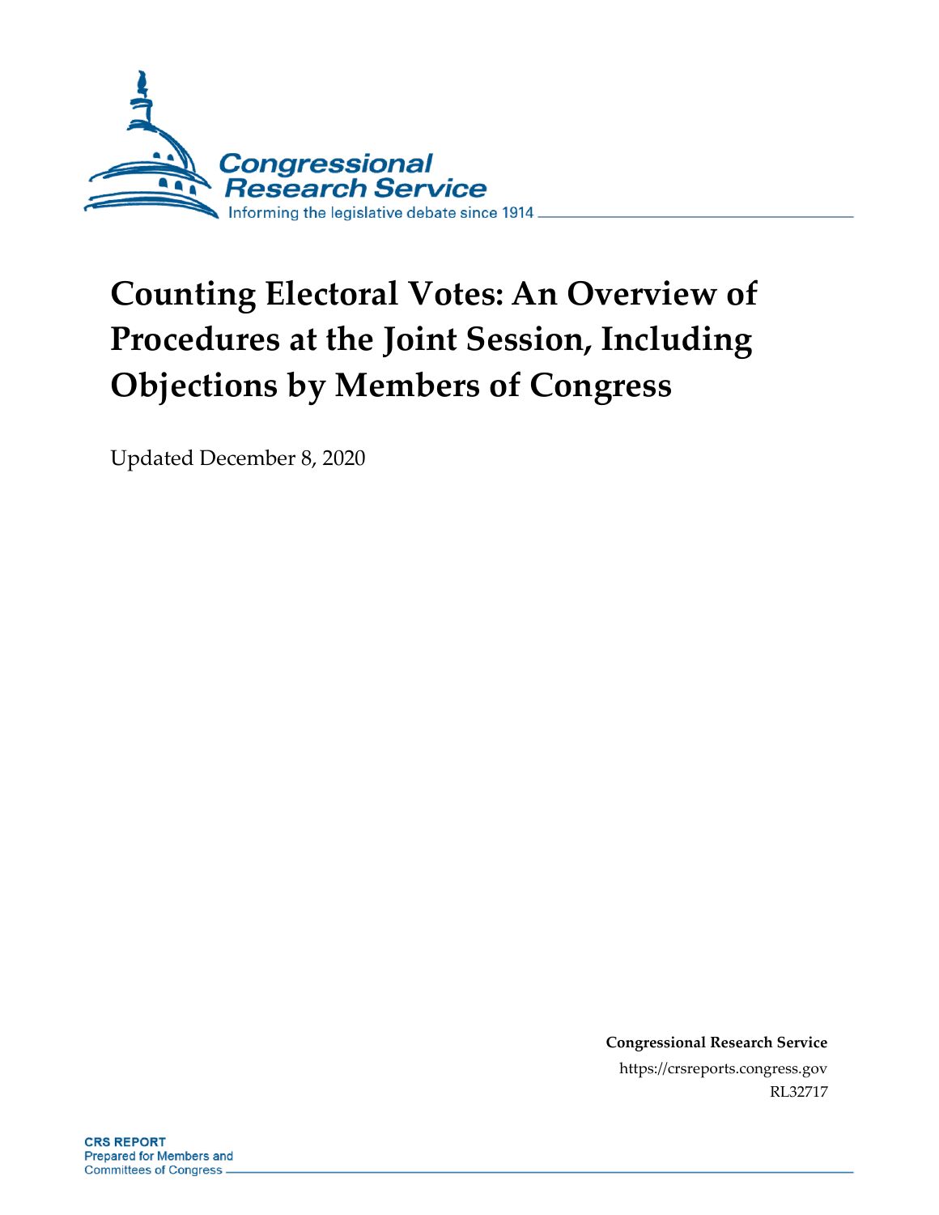Congressional Research Service

Informing the legislative debate since 1914

# Counting Electoral Votes: An Overview of Procedures at the Joint Session, Including Objections by Members of Congress

Updated December 8, 2020

**Congressional Research Service**

https://crsreports.congress.gov

RL32717

**CRS REPORT**

Prepared for Members and Committees of Congress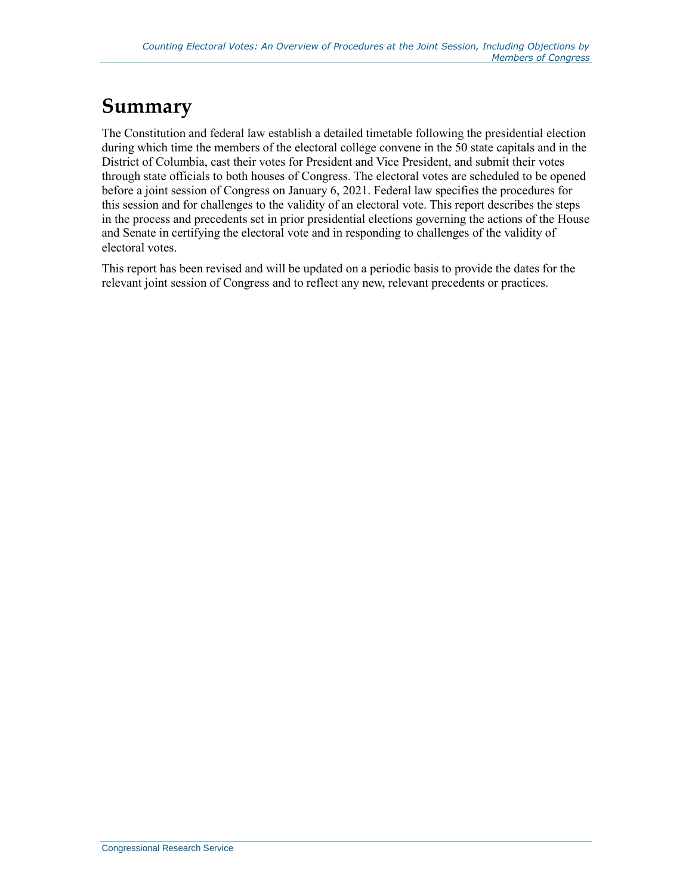# Summary

The Constitution and federal law establish a detailed timetable following the presidential election during which time the members of the electoral college convene in the 50 state capitals and in the District of Columbia, cast their votes for President and Vice President, and submit their votes through state officials to both houses of Congress. The electoral votes are scheduled to be opened before a joint session of Congress on January 6, 2021. Federal law specifies the procedures for this session and for challenges to the validity of an electoral vote. This report describes the steps in the process and precedents set in prior presidential elections governing the actions of the House and Senate in certifying the electoral vote and in responding to challenges of the validity of electoral votes.

This report has been revised and will be updated on a periodic basis to provide the dates for the relevant joint session of Congress and to reflect any new, relevant precedents or practices.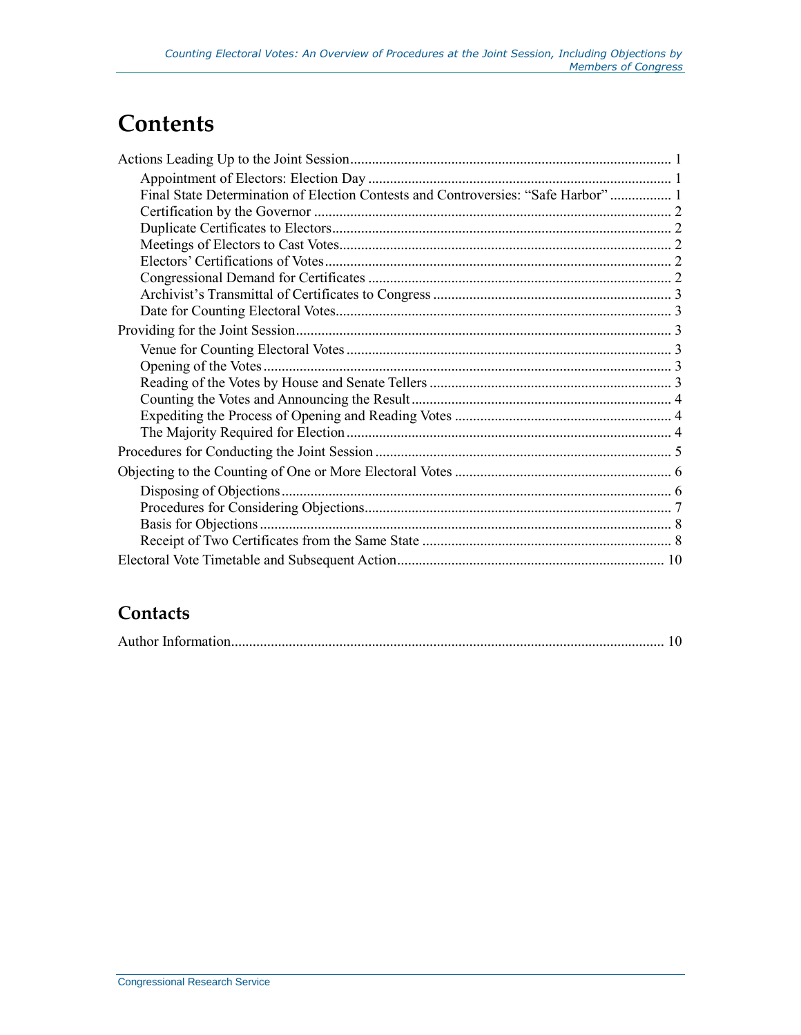# Contents

Actions Leading Up to the Joint Session ........................................................................................ 1
- Appointment of Electors: Election Day ................................................................................... 1
- Final State Determination of Election Contests and Controversies: "Safe Harbor" ................. 1
- Certification by the Governor .................................................................................................. 2
- Duplicate Certificates to Electors ............................................................................................. 2
- Meetings of Electors to Cast Votes ........................................................................................... 2
- Electors' Certifications of Votes ............................................................................................... 2
- Congressional Demand for Certificates ................................................................................... 2
- Archivist's Transmittal of Certificates to Congress .................................................................. 3
- Date for Counting Electoral Votes ............................................................................................ 3

Providing for the Joint Session ....................................................................................................... 3
- Venue for Counting Electoral Votes ......................................................................................... 3
- Opening of the Votes ................................................................................................................ 3
- Reading of the Votes by House and Senate Tellers ................................................................... 3
- Counting the Votes and Announcing the Result ....................................................................... 4
- Expediting the Process of Opening and Reading Votes ............................................................ 4
- The Majority Required for Election .......................................................................................... 4

Procedures for Conducting the Joint Session .................................................................................. 5

Objecting to the Counting of One or More Electoral Votes ............................................................ 6
- Disposing of Objections ........................................................................................................... 6
- Procedures for Considering Objections ..................................................................................... 7
- Basis for Objections ................................................................................................................. 8
- Receipt of Two Certificates from the Same State ..................................................................... 8

Electoral Vote Timetable and Subsequent Action .......................................................................... 10

## Contacts

Author Information ....................................................................................................................... 10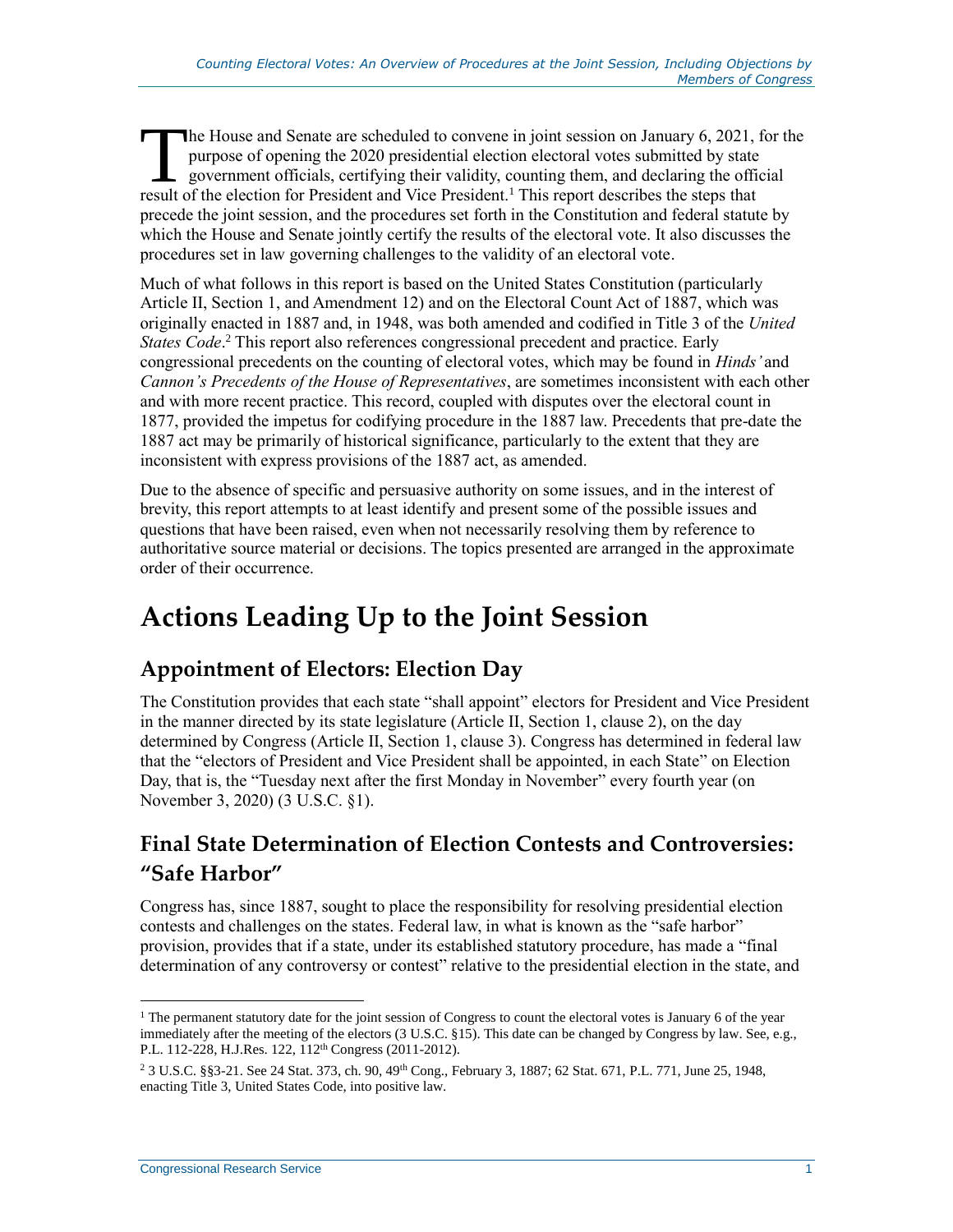The House and Senate are scheduled to convene in joint session on January 6, 2021, for the purpose of opening the 2020 presidential election electoral votes submitted by state government officials, certifying their validity, counting them, and declaring the official result of the election for President and Vice President.[1] This report describes the steps that precede the joint session, and the procedures set forth in the Constitution and federal statute by which the House and Senate jointly certify the results of the electoral vote. It also discusses the procedures set in law governing challenges to the validity of an electoral vote.

Much of what follows in this report is based on the United States Constitution (particularly Article II, Section 1, and Amendment 12) and on the Electoral Count Act of 1887, which was originally enacted in 1887 and, in 1948, was both amended and codified in Title 3 of the *United States Code*.[2] This report also references congressional precedent and practice. Early congressional precedents on the counting of electoral votes, which may be found in *Hinds'* and *Cannon's Precedents of the House of Representatives*, are sometimes inconsistent with each other and with more recent practice. This record, coupled with disputes over the electoral count in 1877, provided the impetus for codifying procedure in the 1887 law. Precedents that pre-date the 1887 act may be primarily of historical significance, particularly to the extent that they are inconsistent with express provisions of the 1887 act, as amended.

Due to the absence of specific and persuasive authority on some issues, and in the interest of brevity, this report attempts to at least identify and present some of the possible issues and questions that have been raised, even when not necessarily resolving them by reference to authoritative source material or decisions. The topics presented are arranged in the approximate order of their occurrence.

# Actions Leading Up to the Joint Session

## Appointment of Electors: Election Day

The Constitution provides that each state "shall appoint" electors for President and Vice President in the manner directed by its state legislature (Article II, Section 1, clause 2), on the day determined by Congress (Article II, Section 1, clause 3). Congress has determined in federal law that the "electors of President and Vice President shall be appointed, in each State" on Election Day, that is, the "Tuesday next after the first Monday in November" every fourth year (on November 3, 2020) (3 U.S.C. §1).

## Final State Determination of Election Contests and Controversies: "Safe Harbor"

Congress has, since 1887, sought to place the responsibility for resolving presidential election contests and challenges on the states. Federal law, in what is known as the "safe harbor" provision, provides that if a state, under its established statutory procedure, has made a "final determination of any controversy or contest" relative to the presidential election in the state, and

---

[1] The permanent statutory date for the joint session of Congress to count the electoral votes is January 6 of the year immediately after the meeting of the electors (3 U.S.C. §15). This date can be changed by Congress by law. See, e.g., P.L. 112-228, H.J.Res. 122, 112th Congress (2011-2012).

[2] 3 U.S.C. §§3-21. See 24 Stat. 373, ch. 90, 49th Cong., February 3, 1887; 62 Stat. 671, P.L. 771, June 25, 1948, enacting Title 3, United States Code, into positive law.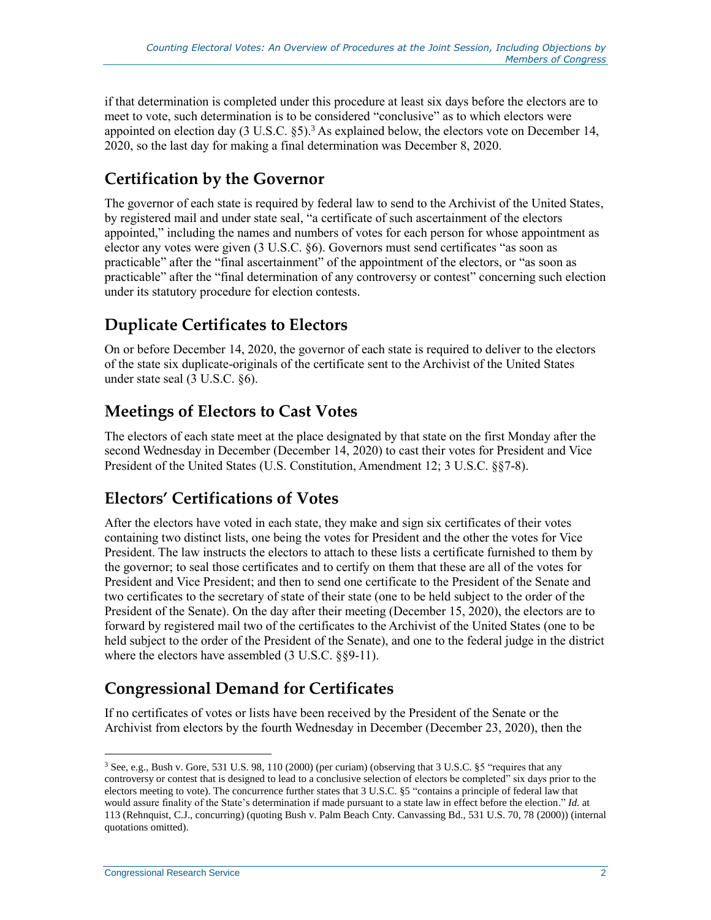if that determination is completed under this procedure at least six days before the electors are to meet to vote, such determination is to be considered "conclusive" as to which electors were appointed on election day (3 U.S.C. §5).[3] As explained below, the electors vote on December 14, 2020, so the last day for making a final determination was December 8, 2020.

## Certification by the Governor

The governor of each state is required by federal law to send to the Archivist of the United States, by registered mail and under state seal, "a certificate of such ascertainment of the electors appointed," including the names and numbers of votes for each person for whose appointment as elector any votes were given (3 U.S.C. §6). Governors must send certificates "as soon as practicable" after the "final ascertainment" of the appointment of the electors, or "as soon as practicable" after the "final determination of any controversy or contest" concerning such election under its statutory procedure for election contests.

## Duplicate Certificates to Electors

On or before December 14, 2020, the governor of each state is required to deliver to the electors of the state six duplicate-originals of the certificate sent to the Archivist of the United States under state seal (3 U.S.C. §6).

## Meetings of Electors to Cast Votes

The electors of each state meet at the place designated by that state on the first Monday after the second Wednesday in December (December 14, 2020) to cast their votes for President and Vice President of the United States (U.S. Constitution, Amendment 12; 3 U.S.C. §§7-8).

## Electors' Certifications of Votes

After the electors have voted in each state, they make and sign six certificates of their votes containing two distinct lists, one being the votes for President and the other the votes for Vice President. The law instructs the electors to attach to these lists a certificate furnished to them by the governor; to seal those certificates and to certify on them that these are all of the votes for President and Vice President; and then to send one certificate to the President of the Senate and two certificates to the secretary of state of their state (one to be held subject to the order of the President of the Senate). On the day after their meeting (December 15, 2020), the electors are to forward by registered mail two of the certificates to the Archivist of the United States (one to be held subject to the order of the President of the Senate), and one to the federal judge in the district where the electors have assembled (3 U.S.C. §§9-11).

## Congressional Demand for Certificates

If no certificates of votes or lists have been received by the President of the Senate or the Archivist from electors by the fourth Wednesday in December (December 23, 2020), then the

---

[3] See, e.g., Bush v. Gore, 531 U.S. 98, 110 (2000) (per curiam) (observing that 3 U.S.C. §5 "requires that any controversy or contest that is designed to lead to a conclusive selection of electors be completed" six days prior to the electors meeting to vote). The concurrence further states that 3 U.S.C. §5 "contains a principle of federal law that would assure finality of the State's determination if made pursuant to a state law in effect before the election." *Id.* at 113 (Rehnquist, C.J., concurring) (quoting Bush v. Palm Beach Cnty. Canvassing Bd., 531 U.S. 70, 78 (2000)) (internal quotations omitted).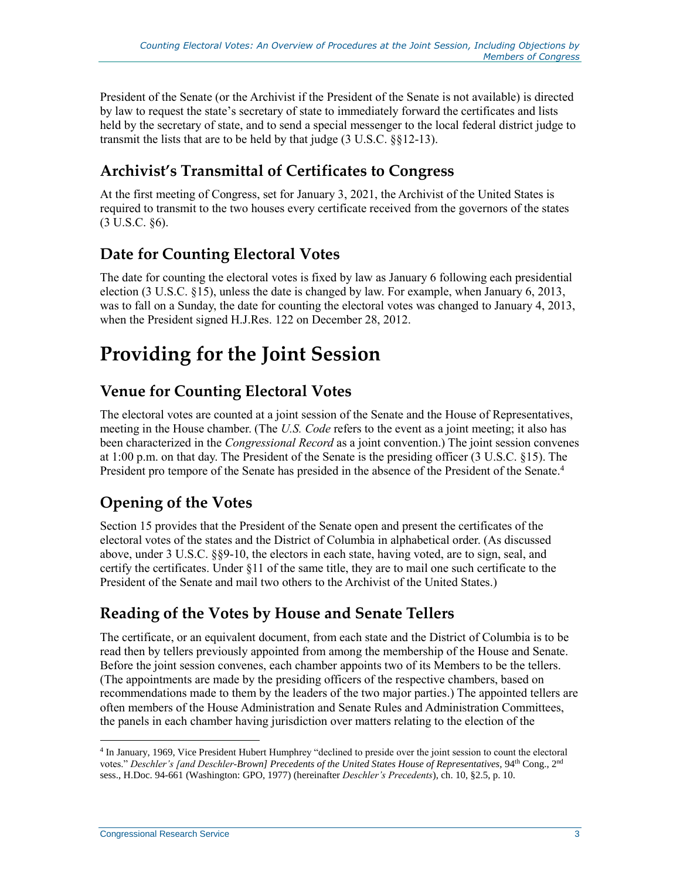President of the Senate (or the Archivist if the President of the Senate is not available) is directed by law to request the state's secretary of state to immediately forward the certificates and lists held by the secretary of state, and to send a special messenger to the local federal district judge to transmit the lists that are to be held by that judge (3 U.S.C. §§12-13).

## Archivist's Transmittal of Certificates to Congress

At the first meeting of Congress, set for January 3, 2021, the Archivist of the United States is required to transmit to the two houses every certificate received from the governors of the states (3 U.S.C. §6).

## Date for Counting Electoral Votes

The date for counting the electoral votes is fixed by law as January 6 following each presidential election (3 U.S.C. §15), unless the date is changed by law. For example, when January 6, 2013, was to fall on a Sunday, the date for counting the electoral votes was changed to January 4, 2013, when the President signed H.J.Res. 122 on December 28, 2012.

# Providing for the Joint Session

## Venue for Counting Electoral Votes

The electoral votes are counted at a joint session of the Senate and the House of Representatives, meeting in the House chamber. (The *U.S. Code* refers to the event as a joint meeting; it also has been characterized in the *Congressional Record* as a joint convention.) The joint session convenes at 1:00 p.m. on that day. The President of the Senate is the presiding officer (3 U.S.C. §15). The President pro tempore of the Senate has presided in the absence of the President of the Senate.[4]

## Opening of the Votes

Section 15 provides that the President of the Senate open and present the certificates of the electoral votes of the states and the District of Columbia in alphabetical order. (As discussed above, under 3 U.S.C. §§9-10, the electors in each state, having voted, are to sign, seal, and certify the certificates. Under §11 of the same title, they are to mail one such certificate to the President of the Senate and mail two others to the Archivist of the United States.)

## Reading of the Votes by House and Senate Tellers

The certificate, or an equivalent document, from each state and the District of Columbia is to be read then by tellers previously appointed from among the membership of the House and Senate. Before the joint session convenes, each chamber appoints two of its Members to be the tellers. (The appointments are made by the presiding officers of the respective chambers, based on recommendations made to them by the leaders of the two major parties.) The appointed tellers are often members of the House Administration and Senate Rules and Administration Committees, the panels in each chamber having jurisdiction over matters relating to the election of the

---

[4] In January, 1969, Vice President Hubert Humphrey "declined to preside over the joint session to count the electoral votes." *Deschler's [and Deschler-Brown] Precedents of the United States House of Representatives*, 94th Cong., 2nd sess., H.Doc. 94-661 (Washington: GPO, 1977) (hereinafter *Deschler's Precedents*), ch. 10, §2.5, p. 10.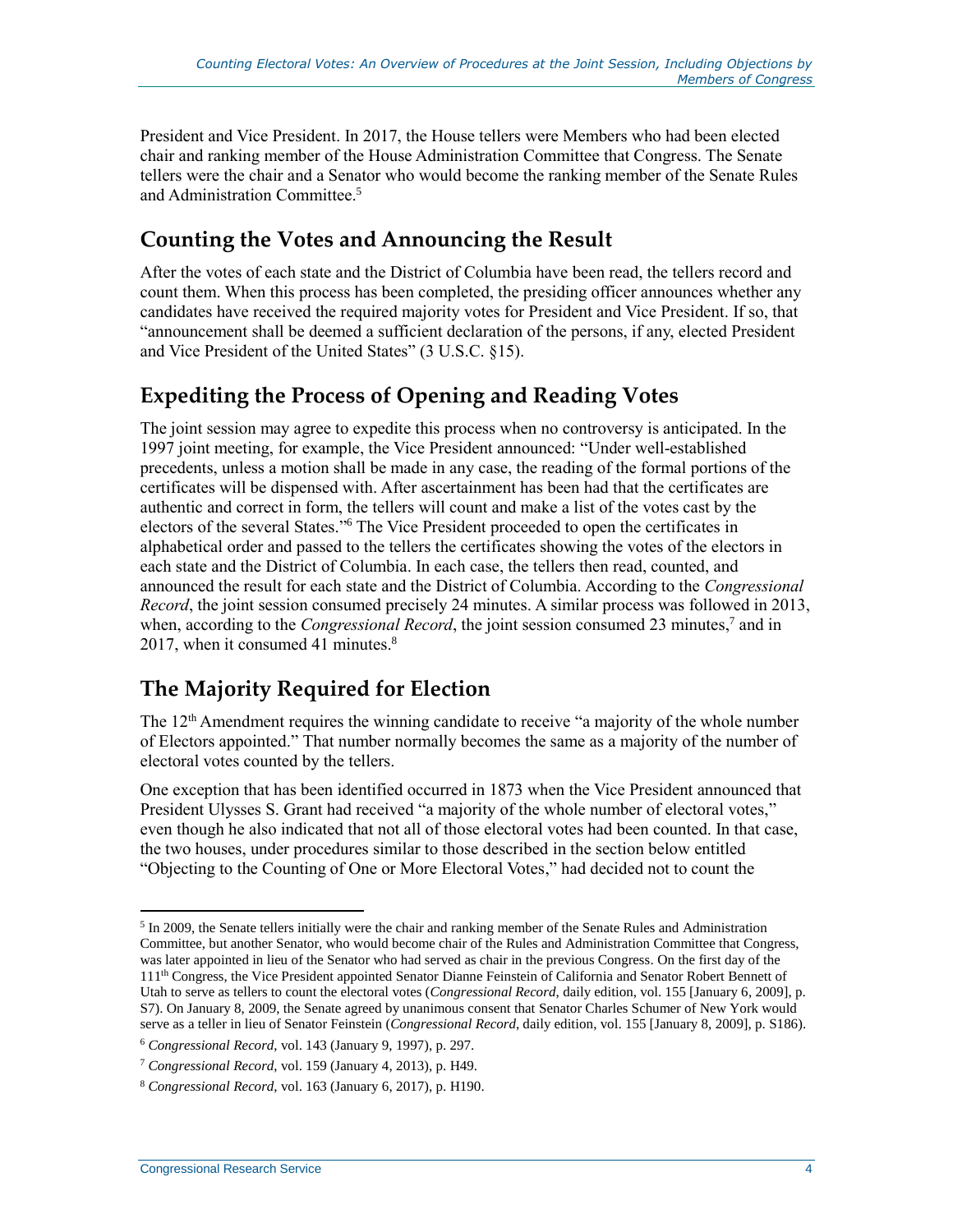President and Vice President. In 2017, the House tellers were Members who had been elected chair and ranking member of the House Administration Committee that Congress. The Senate tellers were the chair and a Senator who would become the ranking member of the Senate Rules and Administration Committee.[5]

## Counting the Votes and Announcing the Result

After the votes of each state and the District of Columbia have been read, the tellers record and count them. When this process has been completed, the presiding officer announces whether any candidates have received the required majority votes for President and Vice President. If so, that "announcement shall be deemed a sufficient declaration of the persons, if any, elected President and Vice President of the United States" (3 U.S.C. §15).

## Expediting the Process of Opening and Reading Votes

The joint session may agree to expedite this process when no controversy is anticipated. In the 1997 joint meeting, for example, the Vice President announced: "Under well-established precedents, unless a motion shall be made in any case, the reading of the formal portions of the certificates will be dispensed with. After ascertainment has been had that the certificates are authentic and correct in form, the tellers will count and make a list of the votes cast by the electors of the several States."[6] The Vice President proceeded to open the certificates in alphabetical order and passed to the tellers the certificates showing the votes of the electors in each state and the District of Columbia. In each case, the tellers then read, counted, and announced the result for each state and the District of Columbia. According to the *Congressional Record*, the joint session consumed precisely 24 minutes. A similar process was followed in 2013, when, according to the *Congressional Record*, the joint session consumed 23 minutes,[7] and in 2017, when it consumed 41 minutes.[8]

## The Majority Required for Election

The 12th Amendment requires the winning candidate to receive "a majority of the whole number of Electors appointed." That number normally becomes the same as a majority of the number of electoral votes counted by the tellers.

One exception that has been identified occurred in 1873 when the Vice President announced that President Ulysses S. Grant had received "a majority of the whole number of electoral votes," even though he also indicated that not all of those electoral votes had been counted. In that case, the two houses, under procedures similar to those described in the section below entitled "Objecting to the Counting of One or More Electoral Votes," had decided not to count the

---

[5] In 2009, the Senate tellers initially were the chair and ranking member of the Senate Rules and Administration Committee, but another Senator, who would become chair of the Rules and Administration Committee that Congress, was later appointed in lieu of the Senator who had served as chair in the previous Congress. On the first day of the 111th Congress, the Vice President appointed Senator Dianne Feinstein of California and Senator Robert Bennett of Utah to serve as tellers to count the electoral votes (*Congressional Record*, daily edition, vol. 155 [January 6, 2009], p. S7). On January 8, 2009, the Senate agreed by unanimous consent that Senator Charles Schumer of New York would serve as a teller in lieu of Senator Feinstein (*Congressional Record*, daily edition, vol. 155 [January 8, 2009], p. S186).

[6] *Congressional Record*, vol. 143 (January 9, 1997), p. 297.

[7] *Congressional Record*, vol. 159 (January 4, 2013), p. H49.

[8] *Congressional Record*, vol. 163 (January 6, 2017), p. H190.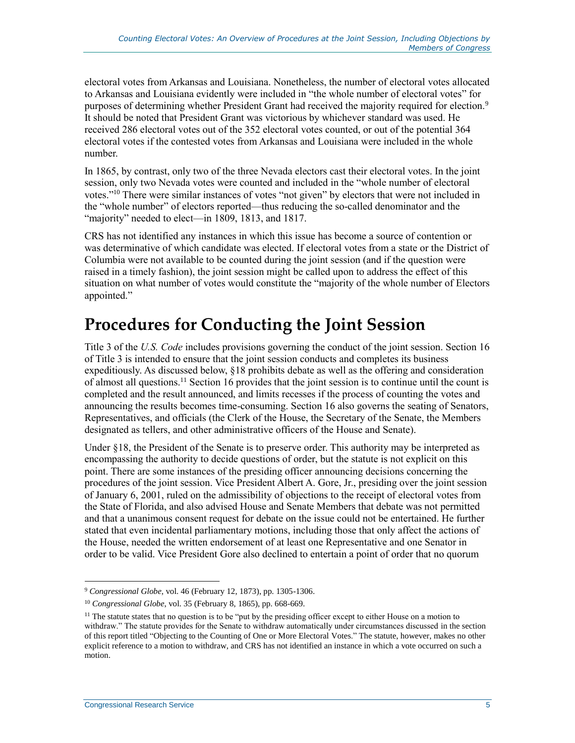electoral votes from Arkansas and Louisiana. Nonetheless, the number of electoral votes allocated to Arkansas and Louisiana evidently were included in "the whole number of electoral votes" for purposes of determining whether President Grant had received the majority required for election.[9] It should be noted that President Grant was victorious by whichever standard was used. He received 286 electoral votes out of the 352 electoral votes counted, or out of the potential 364 electoral votes if the contested votes from Arkansas and Louisiana were included in the whole number.

In 1865, by contrast, only two of the three Nevada electors cast their electoral votes. In the joint session, only two Nevada votes were counted and included in the "whole number of electoral votes."[10] There were similar instances of votes "not given" by electors that were not included in the "whole number" of electors reported—thus reducing the so-called denominator and the "majority" needed to elect—in 1809, 1813, and 1817.

CRS has not identified any instances in which this issue has become a source of contention or was determinative of which candidate was elected. If electoral votes from a state or the District of Columbia were not available to be counted during the joint session (and if the question were raised in a timely fashion), the joint session might be called upon to address the effect of this situation on what number of votes would constitute the "majority of the whole number of Electors appointed."

# Procedures for Conducting the Joint Session

Title 3 of the *U.S. Code* includes provisions governing the conduct of the joint session. Section 16 of Title 3 is intended to ensure that the joint session conducts and completes its business expeditiously. As discussed below, §18 prohibits debate as well as the offering and consideration of almost all questions.[11] Section 16 provides that the joint session is to continue until the count is completed and the result announced, and limits recesses if the process of counting the votes and announcing the results becomes time-consuming. Section 16 also governs the seating of Senators, Representatives, and officials (the Clerk of the House, the Secretary of the Senate, the Members designated as tellers, and other administrative officers of the House and Senate).

Under §18, the President of the Senate is to preserve order. This authority may be interpreted as encompassing the authority to decide questions of order, but the statute is not explicit on this point. There are some instances of the presiding officer announcing decisions concerning the procedures of the joint session. Vice President Albert A. Gore, Jr., presiding over the joint session of January 6, 2001, ruled on the admissibility of objections to the receipt of electoral votes from the State of Florida, and also advised House and Senate Members that debate was not permitted and that a unanimous consent request for debate on the issue could not be entertained. He further stated that even incidental parliamentary motions, including those that only affect the actions of the House, needed the written endorsement of at least one Representative and one Senator in order to be valid. Vice President Gore also declined to entertain a point of order that no quorum

---

[9] *Congressional Globe*, vol. 46 (February 12, 1873), pp. 1305-1306.

[10] *Congressional Globe*, vol. 35 (February 8, 1865), pp. 668-669.

[11] The statute states that no question is to be "put by the presiding officer except to either House on a motion to withdraw." The statute provides for the Senate to withdraw automatically under circumstances discussed in the section of this report titled "Objecting to the Counting of One or More Electoral Votes." The statute, however, makes no other explicit reference to a motion to withdraw, and CRS has not identified an instance in which a vote occurred on such a motion.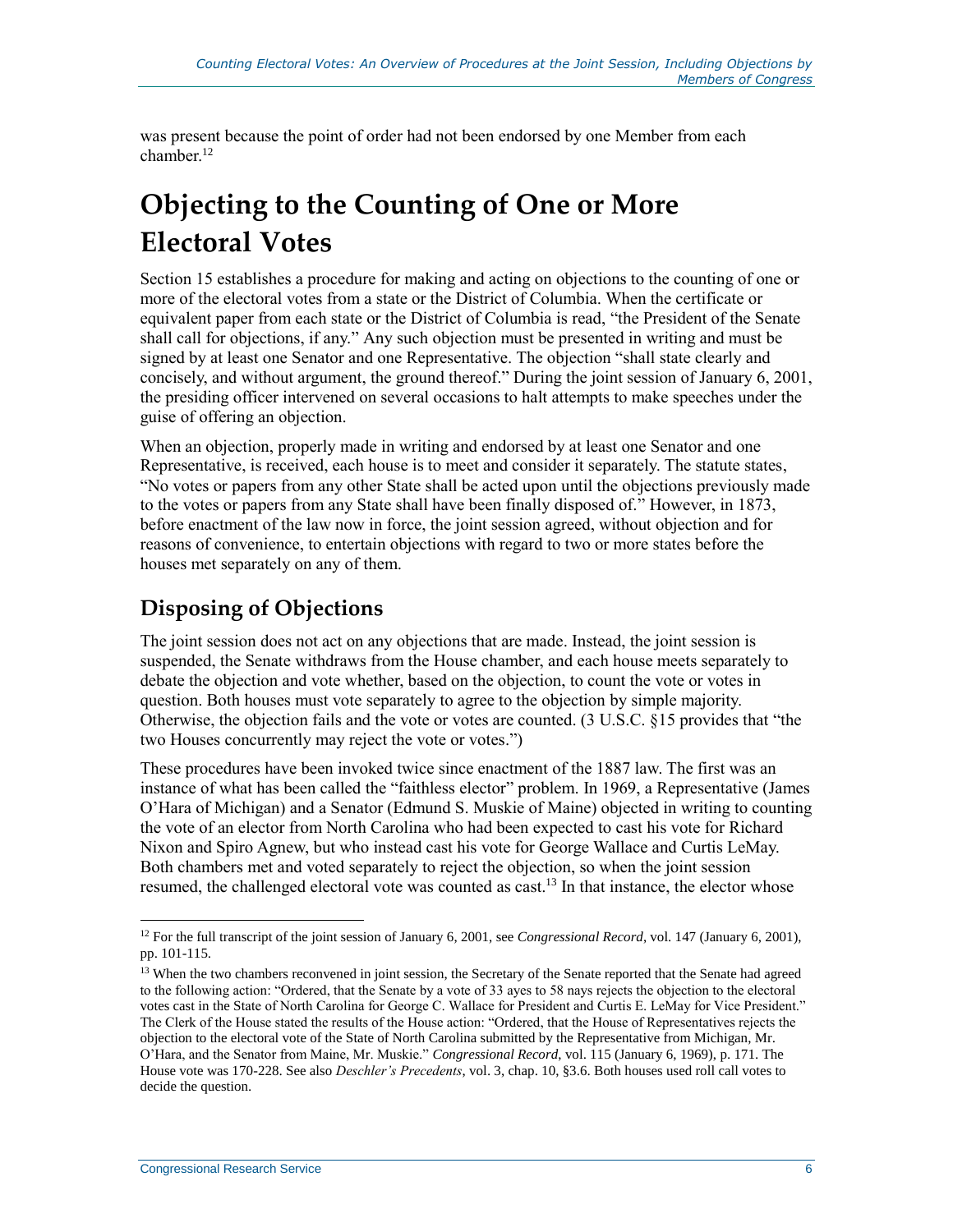was present because the point of order had not been endorsed by one Member from each chamber.[12]

# Objecting to the Counting of One or More Electoral Votes

Section 15 establishes a procedure for making and acting on objections to the counting of one or more of the electoral votes from a state or the District of Columbia. When the certificate or equivalent paper from each state or the District of Columbia is read, "the President of the Senate shall call for objections, if any." Any such objection must be presented in writing and must be signed by at least one Senator and one Representative. The objection "shall state clearly and concisely, and without argument, the ground thereof." During the joint session of January 6, 2001, the presiding officer intervened on several occasions to halt attempts to make speeches under the guise of offering an objection.

When an objection, properly made in writing and endorsed by at least one Senator and one Representative, is received, each house is to meet and consider it separately. The statute states, "No votes or papers from any other State shall be acted upon until the objections previously made to the votes or papers from any State shall have been finally disposed of." However, in 1873, before enactment of the law now in force, the joint session agreed, without objection and for reasons of convenience, to entertain objections with regard to two or more states before the houses met separately on any of them.

## Disposing of Objections

The joint session does not act on any objections that are made. Instead, the joint session is suspended, the Senate withdraws from the House chamber, and each house meets separately to debate the objection and vote whether, based on the objection, to count the vote or votes in question. Both houses must vote separately to agree to the objection by simple majority. Otherwise, the objection fails and the vote or votes are counted. (3 U.S.C. §15 provides that "the two Houses concurrently may reject the vote or votes.")

These procedures have been invoked twice since enactment of the 1887 law. The first was an instance of what has been called the "faithless elector" problem. In 1969, a Representative (James O'Hara of Michigan) and a Senator (Edmund S. Muskie of Maine) objected in writing to counting the vote of an elector from North Carolina who had been expected to cast his vote for Richard Nixon and Spiro Agnew, but who instead cast his vote for George Wallace and Curtis LeMay. Both chambers met and voted separately to reject the objection, so when the joint session resumed, the challenged electoral vote was counted as cast.[13] In that instance, the elector whose

---

[12] For the full transcript of the joint session of January 6, 2001, see *Congressional Record*, vol. 147 (January 6, 2001), pp. 101-115.

[13] When the two chambers reconvened in joint session, the Secretary of the Senate reported that the Senate had agreed to the following action: "Ordered, that the Senate by a vote of 33 ayes to 58 nays rejects the objection to the electoral votes cast in the State of North Carolina for George C. Wallace for President and Curtis E. LeMay for Vice President." The Clerk of the House stated the results of the House action: "Ordered, that the House of Representatives rejects the objection to the electoral vote of the State of North Carolina submitted by the Representative from Michigan, Mr. O'Hara, and the Senator from Maine, Mr. Muskie." *Congressional Record*, vol. 115 (January 6, 1969), p. 171. The House vote was 170-228. See also *Deschler's Precedents*, vol. 3, chap. 10, §3.6. Both houses used roll call votes to decide the question.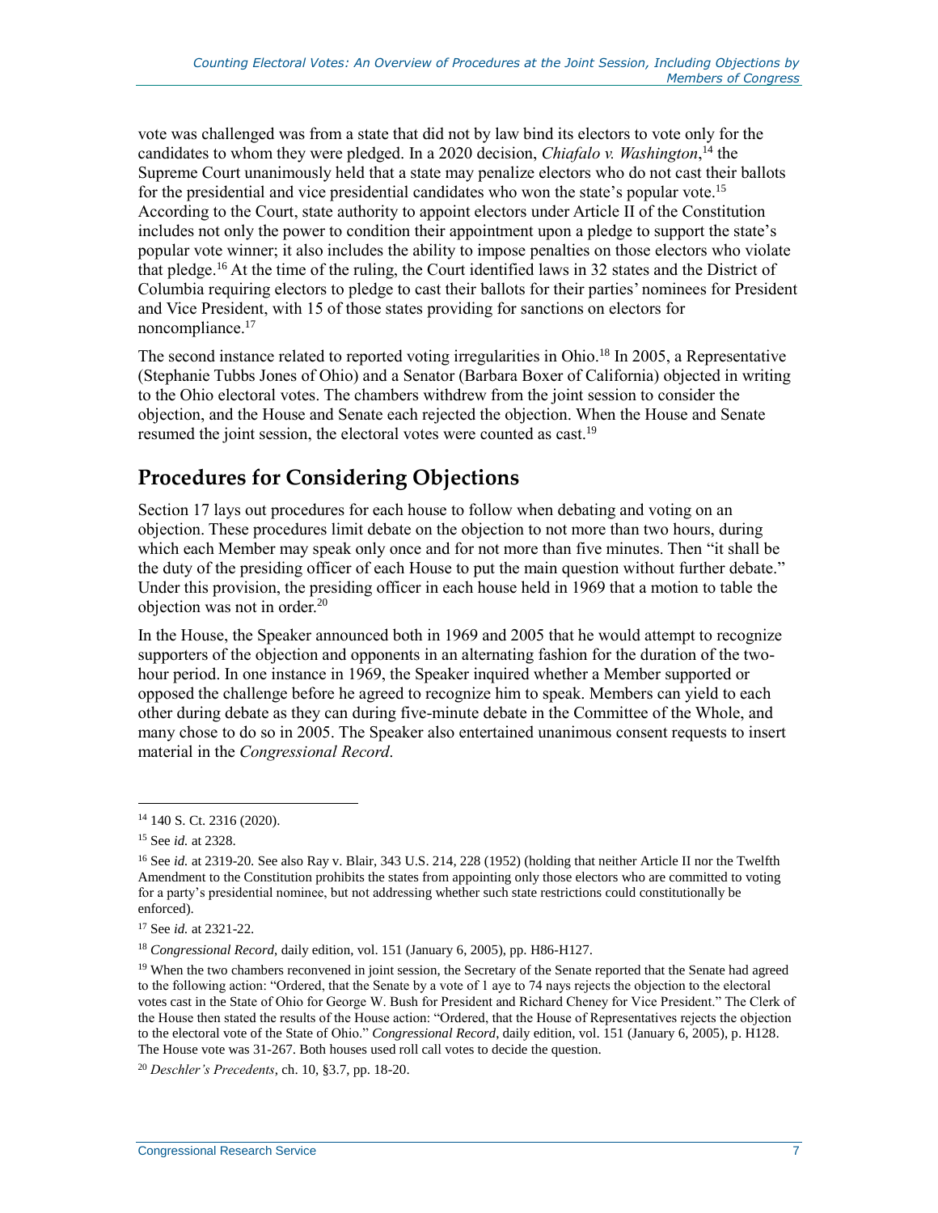vote was challenged was from a state that did not by law bind its electors to vote only for the candidates to whom they were pledged. In a 2020 decision, *Chiafalo v. Washington*,[14] the Supreme Court unanimously held that a state may penalize electors who do not cast their ballots for the presidential and vice presidential candidates who won the state's popular vote.[15] According to the Court, state authority to appoint electors under Article II of the Constitution includes not only the power to condition their appointment upon a pledge to support the state's popular vote winner; it also includes the ability to impose penalties on those electors who violate that pledge.[16] At the time of the ruling, the Court identified laws in 32 states and the District of Columbia requiring electors to pledge to cast their ballots for their parties' nominees for President and Vice President, with 15 of those states providing for sanctions on electors for noncompliance.[17]

The second instance related to reported voting irregularities in Ohio.[18] In 2005, a Representative (Stephanie Tubbs Jones of Ohio) and a Senator (Barbara Boxer of California) objected in writing to the Ohio electoral votes. The chambers withdrew from the joint session to consider the objection, and the House and Senate each rejected the objection. When the House and Senate resumed the joint session, the electoral votes were counted as cast.[19]

## Procedures for Considering Objections

Section 17 lays out procedures for each house to follow when debating and voting on an objection. These procedures limit debate on the objection to not more than two hours, during which each Member may speak only once and for not more than five minutes. Then "it shall be the duty of the presiding officer of each House to put the main question without further debate." Under this provision, the presiding officer in each house held in 1969 that a motion to table the objection was not in order.[20]

In the House, the Speaker announced both in 1969 and 2005 that he would attempt to recognize supporters of the objection and opponents in an alternating fashion for the duration of the two-hour period. In one instance in 1969, the Speaker inquired whether a Member supported or opposed the challenge before he agreed to recognize him to speak. Members can yield to each other during debate as they can during five-minute debate in the Committee of the Whole, and many chose to do so in 2005. The Speaker also entertained unanimous consent requests to insert material in the *Congressional Record*.

---

[14] 140 S. Ct. 2316 (2020).

[15] See *id.* at 2328.

[16] See *id.* at 2319-20. See also Ray v. Blair, 343 U.S. 214, 228 (1952) (holding that neither Article II nor the Twelfth Amendment to the Constitution prohibits the states from appointing only those electors who are committed to voting for a party's presidential nominee, but not addressing whether such state restrictions could constitutionally be enforced).

[17] See *id.* at 2321-22.

[18] *Congressional Record*, daily edition, vol. 151 (January 6, 2005), pp. H86-H127.

[19] When the two chambers reconvened in joint session, the Secretary of the Senate reported that the Senate had agreed to the following action: "Ordered, that the Senate by a vote of 1 aye to 74 nays rejects the objection to the electoral votes cast in the State of Ohio for George W. Bush for President and Richard Cheney for Vice President." The Clerk of the House then stated the results of the House action: "Ordered, that the House of Representatives rejects the objection to the electoral vote of the State of Ohio." *Congressional Record*, daily edition, vol. 151 (January 6, 2005), p. H128. The House vote was 31-267. Both houses used roll call votes to decide the question.

[20] *Deschler's Precedents*, ch. 10, §3.7, pp. 18-20.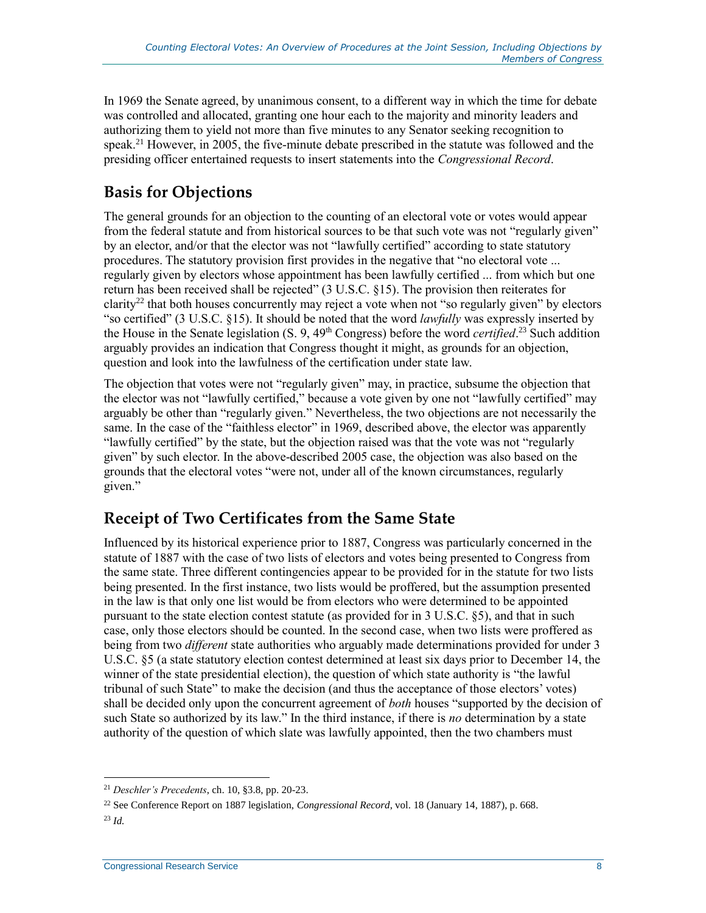In 1969 the Senate agreed, by unanimous consent, to a different way in which the time for debate was controlled and allocated, granting one hour each to the majority and minority leaders and authorizing them to yield not more than five minutes to any Senator seeking recognition to speak.[21] However, in 2005, the five-minute debate prescribed in the statute was followed and the presiding officer entertained requests to insert statements into the *Congressional Record*.

## Basis for Objections

The general grounds for an objection to the counting of an electoral vote or votes would appear from the federal statute and from historical sources to be that such vote was not "regularly given" by an elector, and/or that the elector was not "lawfully certified" according to state statutory procedures. The statutory provision first provides in the negative that "no electoral vote ... regularly given by electors whose appointment has been lawfully certified ... from which but one return has been received shall be rejected" (3 U.S.C. §15). The provision then reiterates for clarity[22] that both houses concurrently may reject a vote when not "so regularly given" by electors "so certified" (3 U.S.C. §15). It should be noted that the word *lawfully* was expressly inserted by the House in the Senate legislation (S. 9, 49th Congress) before the word *certified*.[23] Such addition arguably provides an indication that Congress thought it might, as grounds for an objection, question and look into the lawfulness of the certification under state law.

The objection that votes were not "regularly given" may, in practice, subsume the objection that the elector was not "lawfully certified," because a vote given by one not "lawfully certified" may arguably be other than "regularly given." Nevertheless, the two objections are not necessarily the same. In the case of the "faithless elector" in 1969, described above, the elector was apparently "lawfully certified" by the state, but the objection raised was that the vote was not "regularly given" by such elector. In the above-described 2005 case, the objection was also based on the grounds that the electoral votes "were not, under all of the known circumstances, regularly given."

## Receipt of Two Certificates from the Same State

Influenced by its historical experience prior to 1887, Congress was particularly concerned in the statute of 1887 with the case of two lists of electors and votes being presented to Congress from the same state. Three different contingencies appear to be provided for in the statute for two lists being presented. In the first instance, two lists would be proffered, but the assumption presented in the law is that only one list would be from electors who were determined to be appointed pursuant to the state election contest statute (as provided for in 3 U.S.C. §5), and that in such case, only those electors should be counted. In the second case, when two lists were proffered as being from two *different* state authorities who arguably made determinations provided for under 3 U.S.C. §5 (a state statutory election contest determined at least six days prior to December 14, the winner of the state presidential election), the question of which state authority is "the lawful tribunal of such State" to make the decision (and thus the acceptance of those electors' votes) shall be decided only upon the concurrent agreement of *both* houses "supported by the decision of such State so authorized by its law." In the third instance, if there is *no* determination by a state authority of the question of which slate was lawfully appointed, then the two chambers must

---

[21] *Deschler's Precedents*, ch. 10, §3.8, pp. 20-23.

[22] See Conference Report on 1887 legislation, *Congressional Record*, vol. 18 (January 14, 1887), p. 668.

[23] *Id.*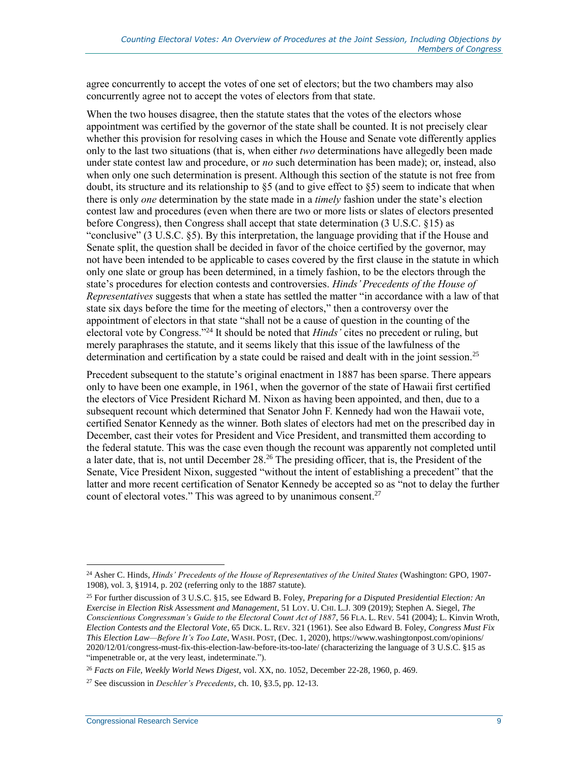agree concurrently to accept the votes of one set of electors; but the two chambers may also concurrently agree not to accept the votes of electors from that state.

When the two houses disagree, then the statute states that the votes of the electors whose appointment was certified by the governor of the state shall be counted. It is not precisely clear whether this provision for resolving cases in which the House and Senate vote differently applies only to the last two situations (that is, when either *two* determinations have allegedly been made under state contest law and procedure, or *no* such determination has been made); or, instead, also when only one such determination is present. Although this section of the statute is not free from doubt, its structure and its relationship to §5 (and to give effect to §5) seem to indicate that when there is only *one* determination by the state made in a *timely* fashion under the state's election contest law and procedures (even when there are two or more lists or slates of electors presented before Congress), then Congress shall accept that state determination (3 U.S.C. §15) as "conclusive" (3 U.S.C. §5). By this interpretation, the language providing that if the House and Senate split, the question shall be decided in favor of the choice certified by the governor, may not have been intended to be applicable to cases covered by the first clause in the statute in which only one slate or group has been determined, in a timely fashion, to be the electors through the state's procedures for election contests and controversies. *Hinds' Precedents of the House of Representatives* suggests that when a state has settled the matter "in accordance with a law of that state six days before the time for the meeting of electors," then a controversy over the appointment of electors in that state "shall not be a cause of question in the counting of the electoral vote by Congress."[24] It should be noted that *Hinds'* cites no precedent or ruling, but merely paraphrases the statute, and it seems likely that this issue of the lawfulness of the determination and certification by a state could be raised and dealt with in the joint session.[25]

Precedent subsequent to the statute's original enactment in 1887 has been sparse. There appears only to have been one example, in 1961, when the governor of the state of Hawaii first certified the electors of Vice President Richard M. Nixon as having been appointed, and then, due to a subsequent recount which determined that Senator John F. Kennedy had won the Hawaii vote, certified Senator Kennedy as the winner. Both slates of electors had met on the prescribed day in December, cast their votes for President and Vice President, and transmitted them according to the federal statute. This was the case even though the recount was apparently not completed until a later date, that is, not until December 28.[26] The presiding officer, that is, the President of the Senate, Vice President Nixon, suggested "without the intent of establishing a precedent" that the latter and more recent certification of Senator Kennedy be accepted so as "not to delay the further count of electoral votes." This was agreed to by unanimous consent.[27]

---

[24] Asher C. Hinds, *Hinds' Precedents of the House of Representatives of the United States* (Washington: GPO, 1907-1908), vol. 3, §1914, p. 202 (referring only to the 1887 statute).

[25] For further discussion of 3 U.S.C. §15, see Edward B. Foley, *Preparing for a Disputed Presidential Election: An Exercise in Election Risk Assessment and Management*, 51 Loy. U. Chi. L.J. 309 (2019); Stephen A. Siegel, *The Conscientious Congressman's Guide to the Electoral Count Act of 1887*, 56 Fla. L. Rev. 541 (2004); L. Kinvin Wroth, *Election Contests and the Electoral Vote*, 65 Dick. L. Rev. 321 (1961). See also Edward B. Foley, *Congress Must Fix This Election Law—Before It's Too Late,* Wash. Post, (Dec. 1, 2020), https://www.washingtonpost.com/opinions/2020/12/01/congress-must-fix-this-election-law-before-its-too-late/ (characterizing the language of 3 U.S.C. §15 as "impenetrable or, at the very least, indeterminate.").

[26] *Facts on File, Weekly World News Digest,* vol. XX, no. 1052, December 22-28, 1960, p. 469.

[27] See discussion in *Deschler's Precedents,* ch. 10, §3.5, pp. 12-13.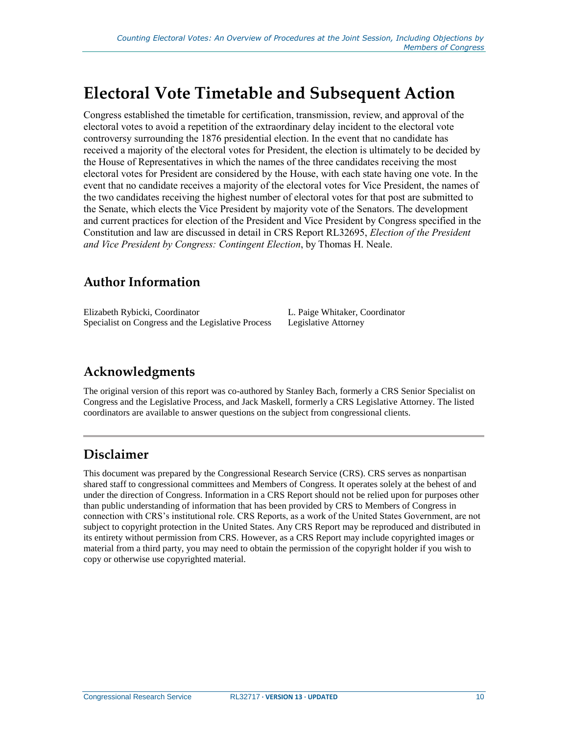# Electoral Vote Timetable and Subsequent Action

Congress established the timetable for certification, transmission, review, and approval of the electoral votes to avoid a repetition of the extraordinary delay incident to the electoral vote controversy surrounding the 1876 presidential election. In the event that no candidate has received a majority of the electoral votes for President, the election is ultimately to be decided by the House of Representatives in which the names of the three candidates receiving the most electoral votes for President are considered by the House, with each state having one vote. In the event that no candidate receives a majority of the electoral votes for Vice President, the names of the two candidates receiving the highest number of electoral votes for that post are submitted to the Senate, which elects the Vice President by majority vote of the Senators. The development and current practices for election of the President and Vice President by Congress specified in the Constitution and law are discussed in detail in CRS Report RL32695, *Election of the President and Vice President by Congress: Contingent Election*, by Thomas H. Neale.

## Author Information

Elizabeth Rybicki, Coordinator
Specialist on Congress and the Legislative Process

L. Paige Whitaker, Coordinator
Legislative Attorney

## Acknowledgments

The original version of this report was co-authored by Stanley Bach, formerly a CRS Senior Specialist on Congress and the Legislative Process, and Jack Maskell, formerly a CRS Legislative Attorney. The listed coordinators are available to answer questions on the subject from congressional clients.

## Disclaimer

This document was prepared by the Congressional Research Service (CRS). CRS serves as nonpartisan shared staff to congressional committees and Members of Congress. It operates solely at the behest of and under the direction of Congress. Information in a CRS Report should not be relied upon for purposes other than public understanding of information that has been provided by CRS to Members of Congress in connection with CRS's institutional role. CRS Reports, as a work of the United States Government, are not subject to copyright protection in the United States. Any CRS Report may be reproduced and distributed in its entirety without permission from CRS. However, as a CRS Report may include copyrighted images or material from a third party, you may need to obtain the permission of the copyright holder if you wish to copy or otherwise use copyrighted material.